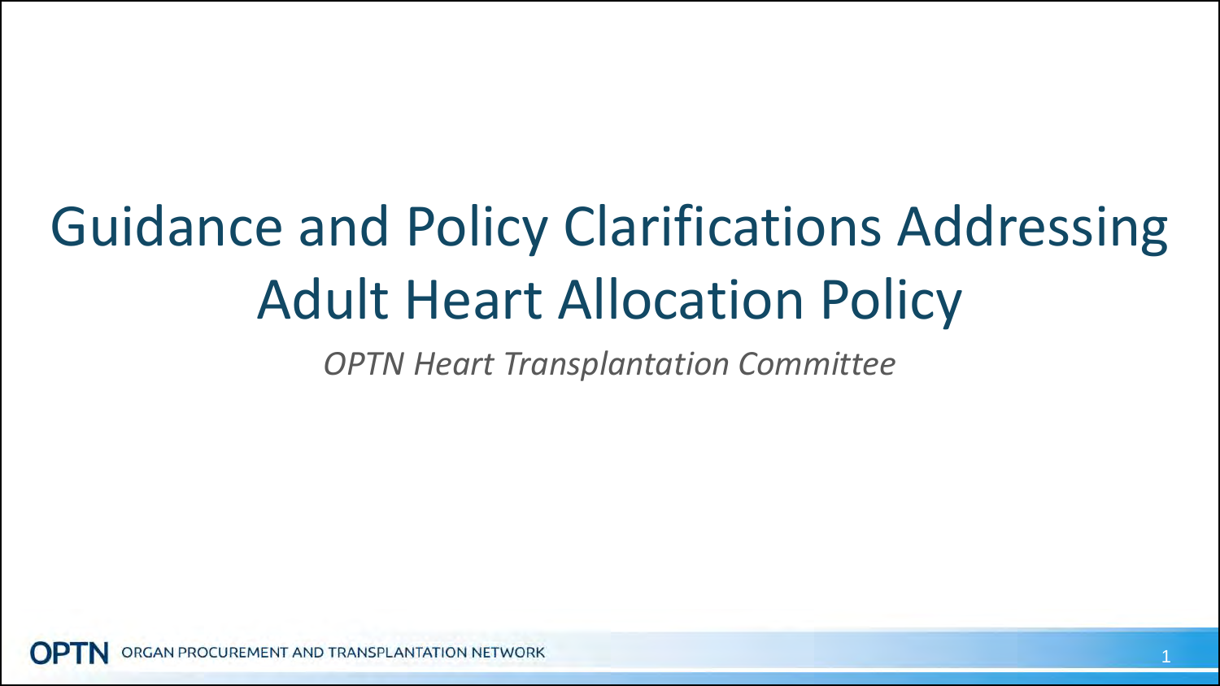# Guidance and Policy Clarifications Addressing Adult Heart Allocation Policy

*OPTN Heart Transplantation Committee*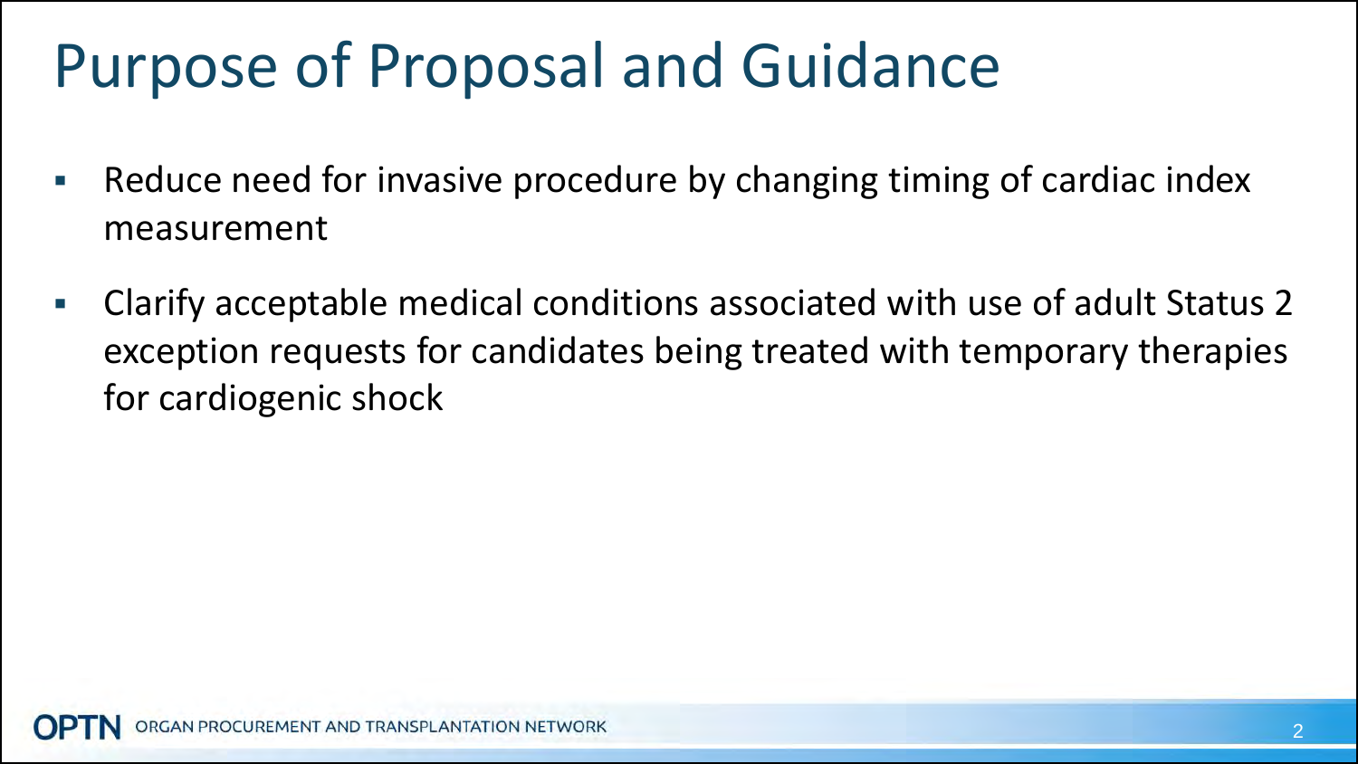# Purpose of Proposal and Guidance

- Reduce need for invasive procedure by changing timing of cardiac index measurement
- Clarify acceptable medical conditions associated with use of adult Status 2 exception requests for candidates being treated with temporary therapies for cardiogenic shock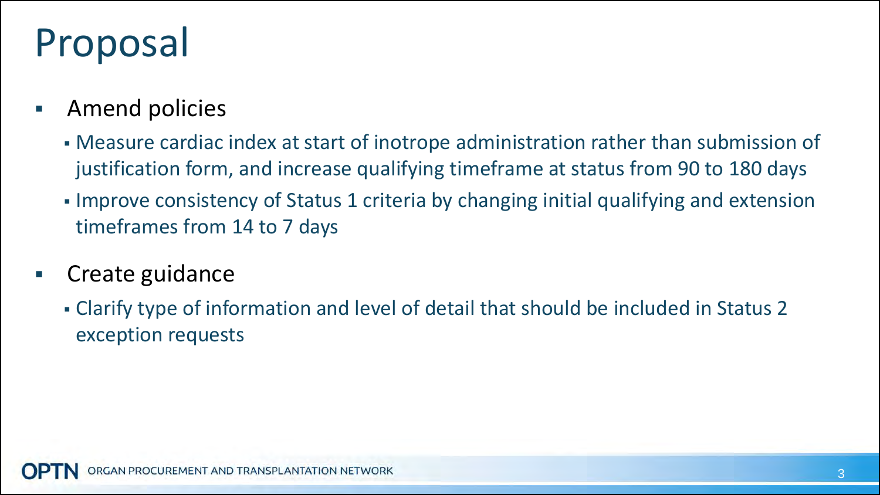# Proposal

- Amend policies
  - Measure cardiac index at start of inotrope administration rather than submission of justification form, and increase qualifying timeframe at status from 90 to 180 days
  - Improve consistency of Status 1 criteria by changing initial qualifying and extension timeframes from 14 to 7 days
- Create guidance
  - Clarify type of information and level of detail that should be included in Status 2 exception requests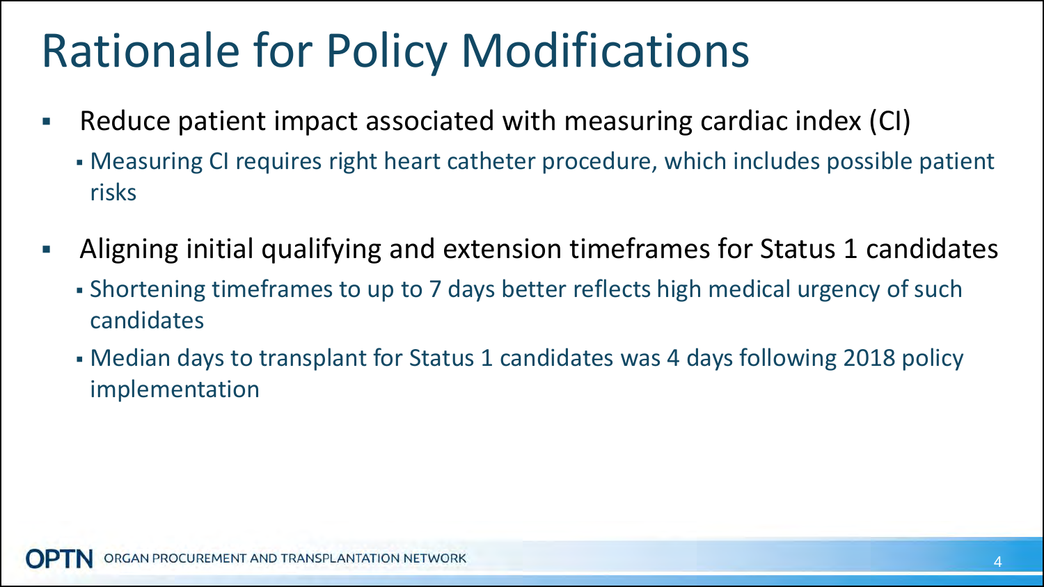# Rationale for Policy Modifications

- Reduce patient impact associated with measuring cardiac index (CI)
  - Measuring CI requires right heart catheter procedure, which includes possible patient risks
- Aligning initial qualifying and extension timeframes for Status 1 candidates
  - Shortening timeframes to up to 7 days better reflects high medical urgency of such candidates
  - Median days to transplant for Status 1 candidates was 4 days following 2018 policy implementation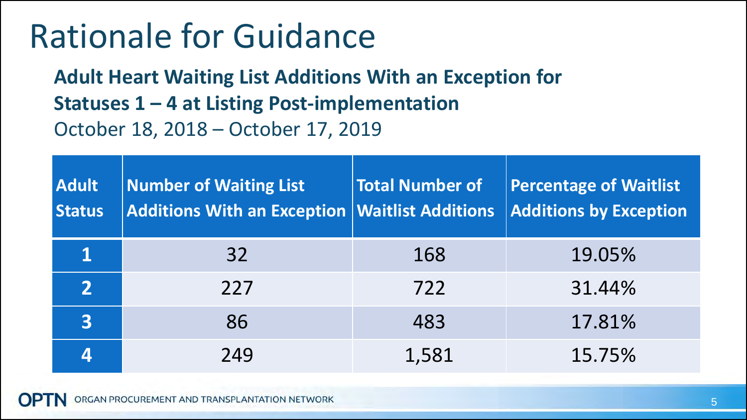# Rationale for Guidance

**Adult Heart Waiting List Additions With an Exception for Statuses 1 – 4 at Listing Post-implementation**

October 18, 2018 – October 17, 2019

| Adult Status | Number of Waiting List Additions With an Exception | Total Number of Waitlist Additions | Percentage of Waitlist Additions by Exception |
|---|---|---|---|
| 1 | 32 | 168 | 19.05% |
| 2 | 227 | 722 | 31.44% |
| 3 | 86 | 483 | 17.81% |
| 4 | 249 | 1,581 | 15.75% |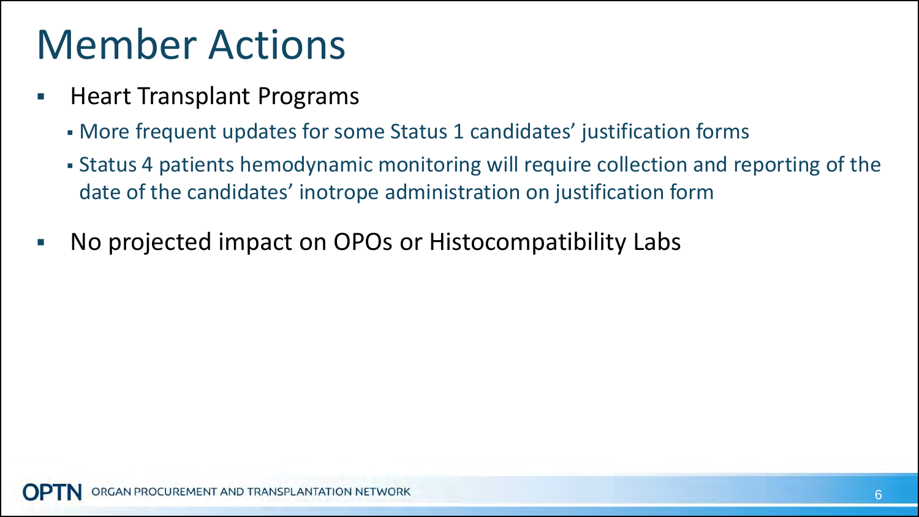# Member Actions

- Heart Transplant Programs
  - More frequent updates for some Status 1 candidates' justification forms
  - Status 4 patients hemodynamic monitoring will require collection and reporting of the date of the candidates' inotrope administration on justification form
- No projected impact on OPOs or Histocompatibility Labs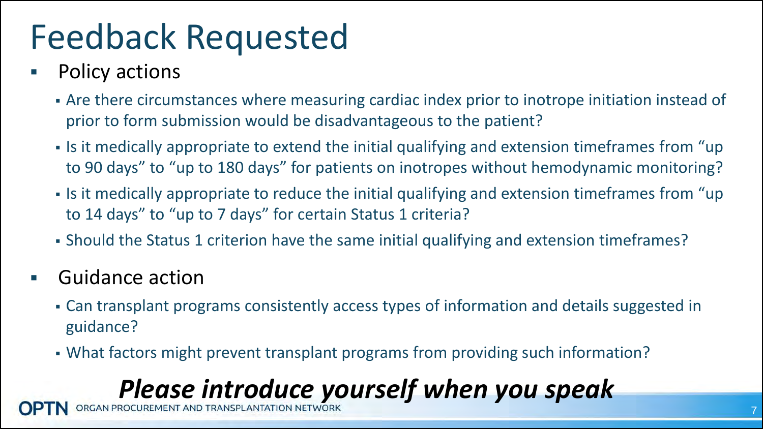# Feedback Requested

- Policy actions
  - Are there circumstances where measuring cardiac index prior to inotrope initiation instead of prior to form submission would be disadvantageous to the patient?
  - Is it medically appropriate to extend the initial qualifying and extension timeframes from "up to 90 days" to "up to 180 days" for patients on inotropes without hemodynamic monitoring?
  - Is it medically appropriate to reduce the initial qualifying and extension timeframes from "up to 14 days" to "up to 7 days" for certain Status 1 criteria?
  - Should the Status 1 criterion have the same initial qualifying and extension timeframes?
- Guidance action
  - Can transplant programs consistently access types of information and details suggested in guidance?
  - What factors might prevent transplant programs from providing such information?

***Please introduce yourself when you speak***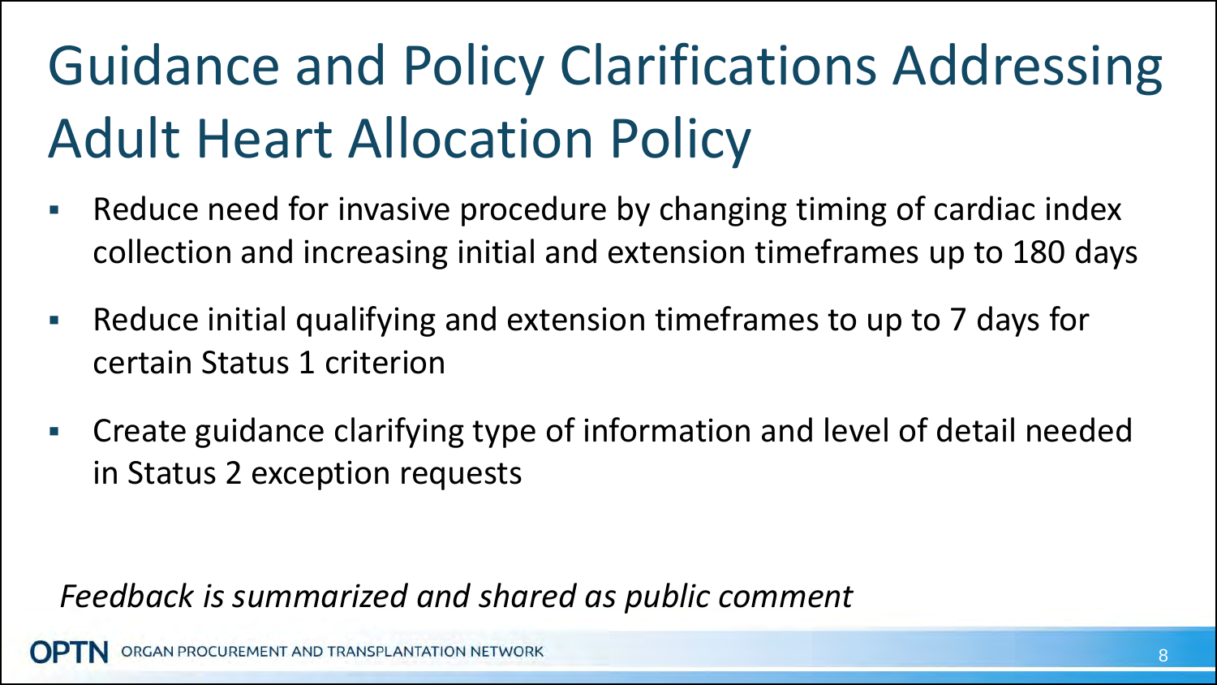# Guidance and Policy Clarifications Addressing Adult Heart Allocation Policy

- Reduce need for invasive procedure by changing timing of cardiac index collection and increasing initial and extension timeframes up to 180 days
- Reduce initial qualifying and extension timeframes to up to 7 days for certain Status 1 criterion
- Create guidance clarifying type of information and level of detail needed in Status 2 exception requests

*Feedback is summarized and shared as public comment*